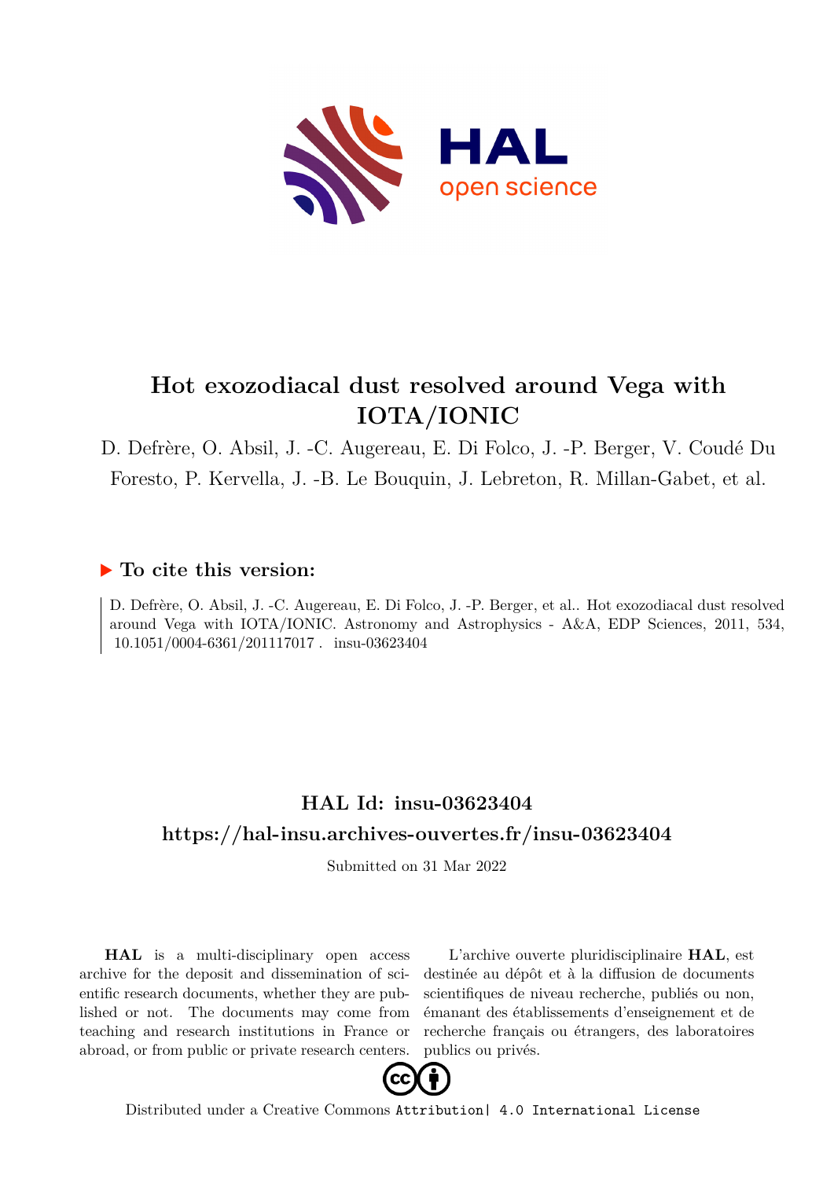# Hot exozodiacal dust resolved around Vega with IOTA/IONIC

D. Defrère, O. Absil, J. -C. Augereau, E. Di Folco, J. -P. Berger, V. Coudé Du Foresto, P. Kervella, J. -B. Le Bouquin, J. Lebreton, R. Millan-Gabet, et al.

## ▶ To cite this version:

D. Defrère, O. Absil, J. -C. Augereau, E. Di Folco, J. -P. Berger, et al.. Hot exozodiacal dust resolved around Vega with IOTA/IONIC. Astronomy and Astrophysics - A&A, EDP Sciences, 2011, 534, 10.1051/0004-6361/201117017 . insu-03623404

## HAL Id: insu-03623404

## https://hal-insu.archives-ouvertes.fr/insu-03623404

Submitted on 31 Mar 2022

**HAL** is a multi-disciplinary open access archive for the deposit and dissemination of scientific research documents, whether they are published or not. The documents may come from teaching and research institutions in France or abroad, or from public or private research centers.

L'archive ouverte pluridisciplinaire **HAL**, est destinée au dépôt et à la diffusion de documents scientifiques de niveau recherche, publiés ou non, émanant des établissements d'enseignement et de recherche français ou étrangers, des laboratoires publics ou privés.

Distributed under a Creative Commons Attribution| 4.0 International License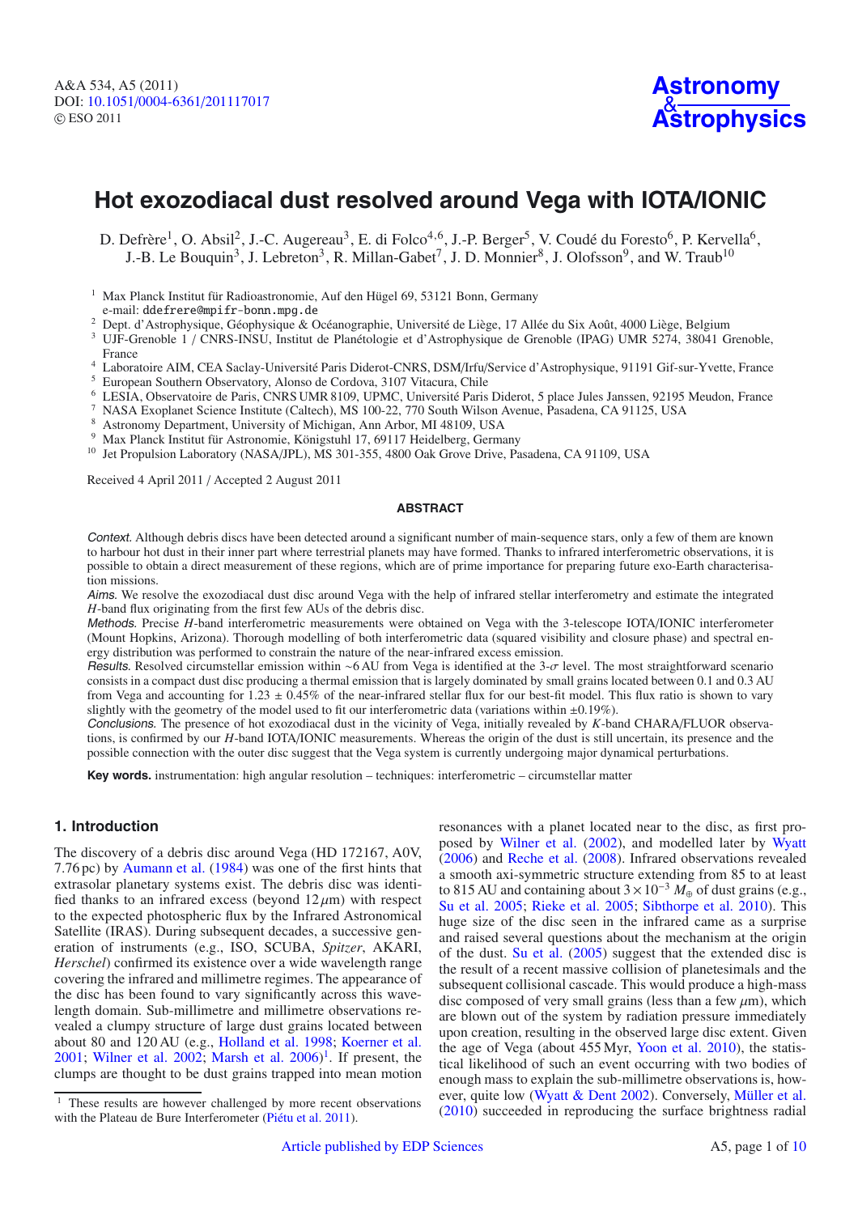# Hot exozodiacal dust resolved around Vega with IOTA/IONIC

D. Defrère[1], O. Absil[2], J.-C. Augereau[3], E. di Folco[4,6], J.-P. Berger[5], V. Coudé du Foresto[6], P. Kervella[6], J.-B. Le Bouquin[3], J. Lebreton[3], R. Millan-Gabet[7], J. D. Monnier[8], J. Olofsson[9], and W. Traub[10]

[1] Max Planck Institut für Radioastronomie, Auf den Hügel 69, 53121 Bonn, Germany
e-mail: ddefrere@mpifr-bonn.mpg.de

[2] Dept. d'Astrophysique, Géophysique & Océanographie, Université de Liège, 17 Allée du Six Août, 4000 Liège, Belgium

[3] UJF-Grenoble 1 / CNRS-INSU, Institut de Planétologie et d'Astrophysique de Grenoble (IPAG) UMR 5274, 38041 Grenoble, France

[4] Laboratoire AIM, CEA Saclay-Université Paris Diderot-CNRS, DSM/Irfu/Service d'Astrophysique, 91191 Gif-sur-Yvette, France

[5] European Southern Observatory, Alonso de Cordova, 3107 Vitacura, Chile

[6] LESIA, Observatoire de Paris, CNRS UMR 8109, UPMC, Université Paris Diderot, 5 place Jules Janssen, 92195 Meudon, France

[7] NASA Exoplanet Science Institute (Caltech), MS 100-22, 770 South Wilson Avenue, Pasadena, CA 91125, USA

[8] Astronomy Department, University of Michigan, Ann Arbor, MI 48109, USA

[9] Max Planck Institut für Astronomie, Königstuhl 17, 69117 Heidelberg, Germany

[10] Jet Propulsion Laboratory (NASA/JPL), MS 301-355, 4800 Oak Grove Drive, Pasadena, CA 91109, USA

Received 4 April 2011 / Accepted 2 August 2011

## ABSTRACT

*Context.* Although debris discs have been detected around a significant number of main-sequence stars, only a few of them are known to harbour hot dust in their inner part where terrestrial planets may have formed. Thanks to infrared interferometric observations, it is possible to obtain a direct measurement of these regions, which are of prime importance for preparing future exo-Earth characterisation missions.

*Aims.* We resolve the exozodiacal dust disc around Vega with the help of infrared stellar interferometry and estimate the integrated $H$-band flux originating from the first few AUs of the debris disc.

*Methods.* Precise $H$-band interferometric measurements were obtained on Vega with the 3-telescope IOTA/IONIC interferometer (Mount Hopkins, Arizona). Thorough modelling of both interferometric data (squared visibility and closure phase) and spectral energy distribution was performed to constrain the nature of the near-infrared excess emission.

*Results.* Resolved circumstellar emission within ~6 AU from Vega is identified at the 3-$\sigma$ level. The most straightforward scenario consists in a compact dust disc producing a thermal emission that is largely dominated by small grains located between 0.1 and 0.3 AU from Vega and accounting for $1.23 \pm 0.45\%$ of the near-infrared stellar flux for our best-fit model. This flux ratio is shown to vary slightly with the geometry of the model used to fit our interferometric data (variations within $\pm 0.19\%$).

*Conclusions.* The presence of hot exozodiacal dust in the vicinity of Vega, initially revealed by $K$-band CHARA/FLUOR observations, is confirmed by our $H$-band IOTA/IONIC measurements. Whereas the origin of the dust is still uncertain, its presence and the possible connection with the outer disc suggest that the Vega system is currently undergoing major dynamical perturbations.

**Key words.** instrumentation: high angular resolution – techniques: interferometric – circumstellar matter

## 1. Introduction

The discovery of a debris disc around Vega (HD 172167, A0V, 7.76 pc) by Aumann et al. (1984) was one of the first hints that extrasolar planetary systems exist. The debris disc was identified thanks to an infrared excess (beyond 12 $\mu$m) with respect to the expected photospheric flux by the Infrared Astronomical Satellite (IRAS). During subsequent decades, a successive generation of instruments (e.g., ISO, SCUBA, *Spitzer*, AKARI, *Herschel*) confirmed its existence over a wide wavelength range covering the infrared and millimetre regimes. The appearance of the disc has been found to vary significantly across this wavelength domain. Sub-millimetre and millimetre observations revealed a clumpy structure of large dust grains located between about 80 and 120 AU (e.g., Holland et al. 1998; Koerner et al. 2001; Wilner et al. 2002; Marsh et al. 2006)[1]. If present, the clumps are thought to be dust grains trapped into mean motion resonances with a planet located near to the disc, as first proposed by Wilner et al. (2002), and modelled later by Wyatt (2006) and Reche et al. (2008). Infrared observations revealed a smooth axi-symmetric structure extending from 85 to at least to 815 AU and containing about $3 \times 10^{-3}\,M_\oplus$ of dust grains (e.g., Su et al. 2005; Rieke et al. 2005; Sibthorpe et al. 2010). This huge size of the disc seen in the infrared came as a surprise and raised several questions about the mechanism at the origin of the dust. Su et al. (2005) suggest that the extended disc is the result of a recent massive collision of planetesimals and the subsequent collisional cascade. This would produce a high-mass disc composed of very small grains (less than a few $\mu$m), which are blown out of the system by radiation pressure immediately upon creation, resulting in the observed large disc extent. Given the age of Vega (about 455 Myr, Yoon et al. 2010), the statistical likelihood of such an event occurring with two bodies of enough mass to explain the sub-millimetre observations is, however, quite low (Wyatt & Dent 2002). Conversely, Müller et al. (2010) succeeded in reproducing the surface brightness radial

[1] These results are however challenged by more recent observations with the Plateau de Bure Interferometer (Piétu et al. 2011).

Article published by EDP Sciences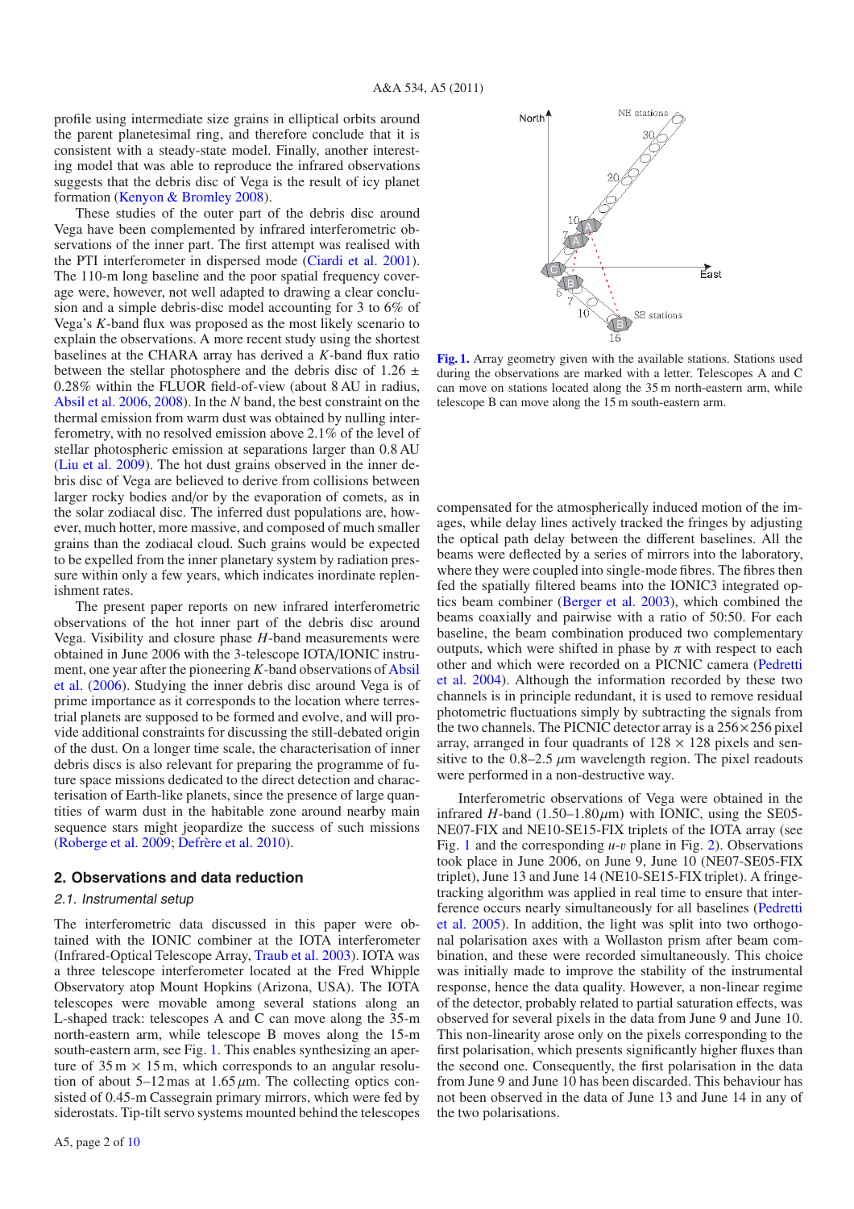profile using intermediate size grains in elliptical orbits around the parent planetesimal ring, and therefore conclude that it is consistent with a steady-state model. Finally, another interesting model that was able to reproduce the infrared observations suggests that the debris disc of Vega is the result of icy planet formation (Kenyon & Bromley 2008).

These studies of the outer part of the debris disc around Vega have been complemented by infrared interferometric observations of the inner part. The first attempt was realised with the PTI interferometer in dispersed mode (Ciardi et al. 2001). The 110-m long baseline and the poor spatial frequency coverage were, however, not well adapted to drawing a clear conclusion and a simple debris-disc model accounting for 3 to 6% of Vega's $K$-band flux was proposed as the most likely scenario to explain the observations. A more recent study using the shortest baselines at the CHARA array has derived a $K$-band flux ratio between the stellar photosphere and the debris disc of $1.26 \pm 0.28\%$ within the FLUOR field-of-view (about 8 AU in radius, Absil et al. 2006, 2008). In the $N$ band, the best constraint on the thermal emission from warm dust was obtained by nulling interferometry, with no resolved emission above 2.1% of the level of stellar photospheric emission at separations larger than 0.8 AU (Liu et al. 2009). The hot dust grains observed in the inner debris disc of Vega are believed to derive from collisions between larger rocky bodies and/or by the evaporation of comets, as in the solar zodiacal disc. The inferred dust populations are, however, much hotter, more massive, and composed of much smaller grains than the zodiacal cloud. Such grains would be expected to be expelled from the inner planetary system by radiation pressure within only a few years, which indicates inordinate replenishment rates.

The present paper reports on new infrared interferometric observations of the hot inner part of the debris disc around Vega. Visibility and closure phase $H$-band measurements were obtained in June 2006 with the 3-telescope IOTA/IONIC instrument, one year after the pioneering $K$-band observations of Absil et al. (2006). Studying the inner debris disc around Vega is of prime importance as it corresponds to the location where terrestrial planets are supposed to be formed and evolve, and will provide additional constraints for discussing the still-debated origin of the dust. On a longer time scale, the characterisation of inner debris discs is also relevant for preparing the programme of future space missions dedicated to the direct detection and characterisation of Earth-like planets, since the presence of large quantities of warm dust in the habitable zone around nearby main sequence stars might jeopardize the success of such missions (Roberge et al. 2009; Defrère et al. 2010).

## 2. Observations and data reduction

### 2.1. Instrumental setup

The interferometric data discussed in this paper were obtained with the IONIC combiner at the IOTA interferometer (Infrared-Optical Telescope Array, Traub et al. 2003). IOTA was a three telescope interferometer located at the Fred Whipple Observatory atop Mount Hopkins (Arizona, USA). The IOTA telescopes were movable among several stations along an L-shaped track: telescopes A and C can move along the 35-m north-eastern arm, while telescope B moves along the 15-m south-eastern arm, see Fig. 1. This enables synthesizing an aperture of 35 m × 15 m, which corresponds to an angular resolution of about 5–12 mas at 1.65 $\mu$m. The collecting optics consisted of 0.45-m Cassegrain primary mirrors, which were fed by siderostats. Tip-tilt servo systems mounted behind the telescopes compensated for the atmospherically induced motion of the images, while delay lines actively tracked the fringes by adjusting the optical path delay between the different baselines. All the beams were deflected by a series of mirrors into the laboratory, where they were coupled into single-mode fibres. The fibres then fed the spatially filtered beams into the IONIC3 integrated optics beam combiner (Berger et al. 2003), which combined the beams coaxially and pairwise with a ratio of 50:50. For each baseline, the beam combination produced two complementary outputs, which were shifted in phase by $\pi$ with respect to each other and which were recorded on a PICNIC camera (Pedretti et al. 2004). Although the information recorded by these two channels is in principle redundant, it is used to remove residual photometric fluctuations simply by subtracting the signals from the two channels. The PICNIC detector array is a 256×256 pixel array, arranged in four quadrants of 128 × 128 pixels and sensitive to the 0.8–2.5 $\mu$m wavelength region. The pixel readouts were performed in a non-destructive way.

**Fig. 1.** Array geometry given with the available stations. Stations used during the observations are marked with a letter. Telescopes A and C can move on stations located along the 35 m north-eastern arm, while telescope B can move along the 15 m south-eastern arm.

Interferometric observations of Vega were obtained in the infrared $H$-band (1.50–1.80$\mu$m) with IONIC, using the SE05-NE07-FIX and NE10-SE15-FIX triplets of the IOTA array (see Fig. 1 and the corresponding $u$-$v$ plane in Fig. 2). Observations took place in June 2006, on June 9, June 10 (NE07-SE05-FIX triplet), June 13 and June 14 (NE10-SE15-FIX triplet). A fringe-tracking algorithm was applied in real time to ensure that interference occurs nearly simultaneously for all baselines (Pedretti et al. 2005). In addition, the light was split into two orthogonal polarisation axes with a Wollaston prism after beam combination, and these were recorded simultaneously. This choice was initially made to improve the stability of the instrumental response, hence the data quality. However, a non-linear regime of the detector, probably related to partial saturation effects, was observed for several pixels in the data from June 9 and June 10. This non-linearity arose only on the pixels corresponding to the first polarisation, which presents significantly higher fluxes than the second one. Consequently, the first polarisation in the data from June 9 and June 10 has been discarded. This behaviour has not been observed in the data of June 13 and June 14 in any of the two polarisations.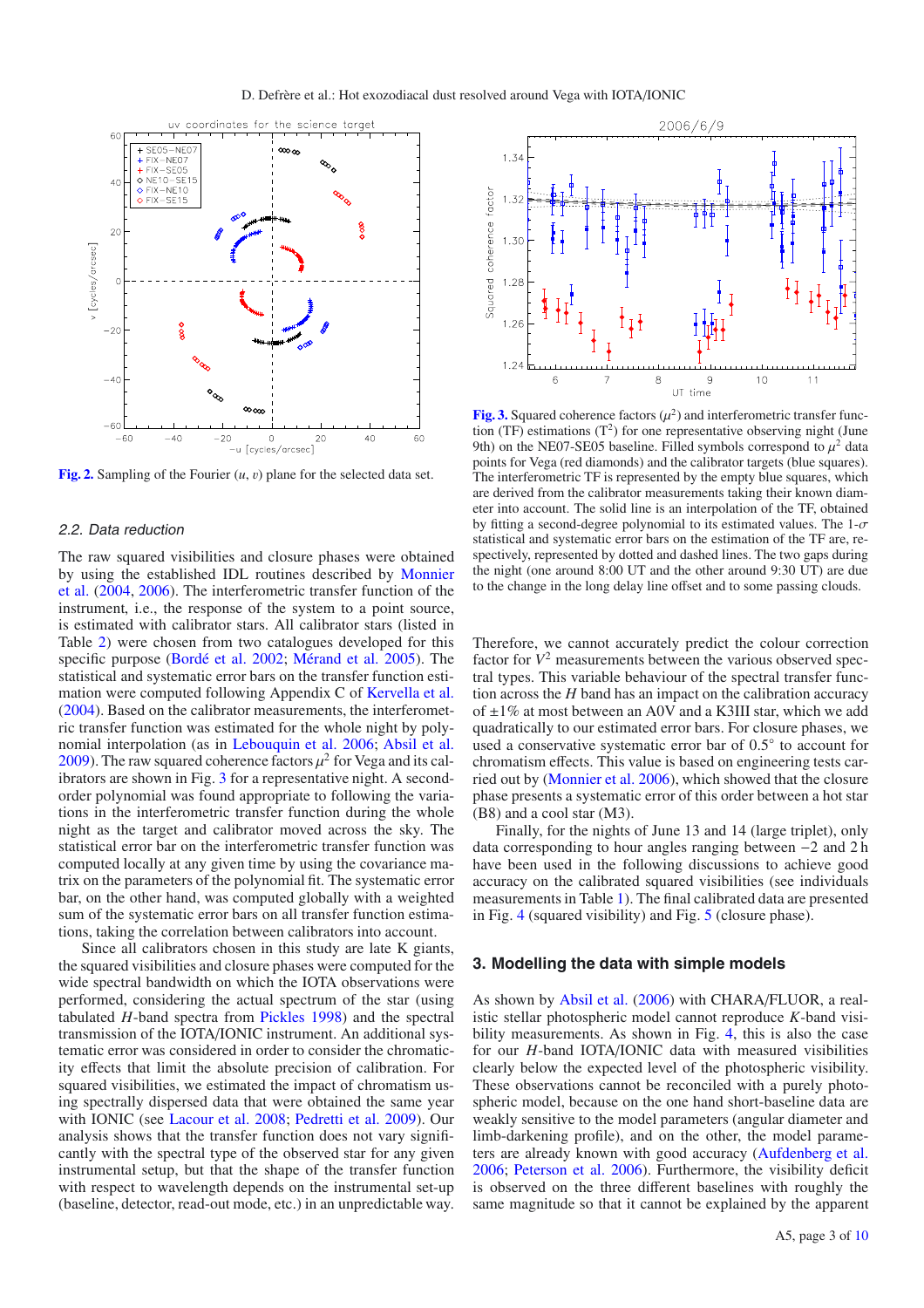Fig. 2. Sampling of the Fourier $(u, v)$ plane for the selected data set.

Fig. 3. Squared coherence factors ($\mu^2$) and interferometric transfer function (TF) estimations ($T^2$) for one representative observing night (June 9th) on the NE07-SE05 baseline. Filled symbols correspond to $\mu^2$ data points for Vega (red diamonds) and the calibrator targets (blue squares). The interferometric TF is represented by the empty blue squares, which are derived from the calibrator measurements taking their known diameter into account. The solid line is an interpolation of the TF, obtained by fitting a second-degree polynomial to its estimated values. The 1-$\sigma$ statistical and systematic error bars on the estimation of the TF are, respectively, represented by dotted and dashed lines. The two gaps during the night (one around 8:00 UT and the other around 9:30 UT) are due to the change in the long delay line offset and to some passing clouds.

### 2.2. Data reduction

The raw squared visibilities and closure phases were obtained by using the established IDL routines described by Monnier et al. (2004, 2006). The interferometric transfer function of the instrument, i.e., the response of the system to a point source, is estimated with calibrator stars. All calibrator stars (listed in Table 2) were chosen from two catalogues developed for this specific purpose (Bordé et al. 2002; Mérand et al. 2005). The statistical and systematic error bars on the transfer function estimation were computed following Appendix C of Kervella et al. (2004). Based on the calibrator measurements, the interferometric transfer function was estimated for the whole night by polynomial interpolation (as in Lebouquin et al. 2006; Absil et al. 2009). The raw squared coherence factors $\mu^2$ for Vega and its calibrators are shown in Fig. 3 for a representative night. A second-order polynomial was found appropriate to following the variations in the interferometric transfer function during the whole night as the target and calibrator moved across the sky. The statistical error bar on the interferometric transfer function was computed locally at any given time by using the covariance matrix on the parameters of the polynomial fit. The systematic error bar, on the other hand, was computed globally with a weighted sum of the systematic error bars on all transfer function estimations, taking the correlation between calibrators into account.

Since all calibrators chosen in this study are late K giants, the squared visibilities and closure phases were computed for the wide spectral bandwidth on which the IOTA observations were performed, considering the actual spectrum of the star (using tabulated $H$-band spectra from Pickles 1998) and the spectral transmission of the IOTA/IONIC instrument. An additional systematic error was considered in order to consider the chromaticity effects that limit the absolute precision of calibration. For squared visibilities, we estimated the impact of chromatism using spectrally dispersed data that were obtained the same year with IONIC (see Lacour et al. 2008; Pedretti et al. 2009). Our analysis shows that the transfer function does not vary significantly with the spectral type of the observed star for any given instrumental setup, but that the shape of the transfer function with respect to wavelength depends on the instrumental set-up (baseline, detector, read-out mode, etc.) in an unpredictable way. Therefore, we cannot accurately predict the colour correction factor for $V^2$ measurements between the various observed spectral types. This variable behaviour of the spectral transfer function across the $H$ band has an impact on the calibration accuracy of $\pm 1\%$ at most between an A0V and a K3III star, which we add quadratically to our estimated error bars. For closure phases, we used a conservative systematic error bar of $0.5°$ to account for chromatism effects. This value is based on engineering tests carried out by (Monnier et al. 2006), which showed that the closure phase presents a systematic error of this order between a hot star (B8) and a cool star (M3).

Finally, for the nights of June 13 and 14 (large triplet), only data corresponding to hour angles ranging between $-2$ and 2 h have been used in the following discussions to achieve good accuracy on the calibrated squared visibilities (see individuals measurements in Table 1). The final calibrated data are presented in Fig. 4 (squared visibility) and Fig. 5 (closure phase).

## 3. Modelling the data with simple models

As shown by Absil et al. (2006) with CHARA/FLUOR, a realistic stellar photospheric model cannot reproduce $K$-band visibility measurements. As shown in Fig. 4, this is also the case for our $H$-band IOTA/IONIC data with measured visibilities clearly below the expected level of the photospheric visibility. These observations cannot be reconciled with a purely photospheric model, because on the one hand short-baseline data are weakly sensitive to the model parameters (angular diameter and limb-darkening profile), and on the other, the model parameters are already known with good accuracy (Aufdenberg et al. 2006; Peterson et al. 2006). Furthermore, the visibility deficit is observed on the three different baselines with roughly the same magnitude so that it cannot be explained by the apparent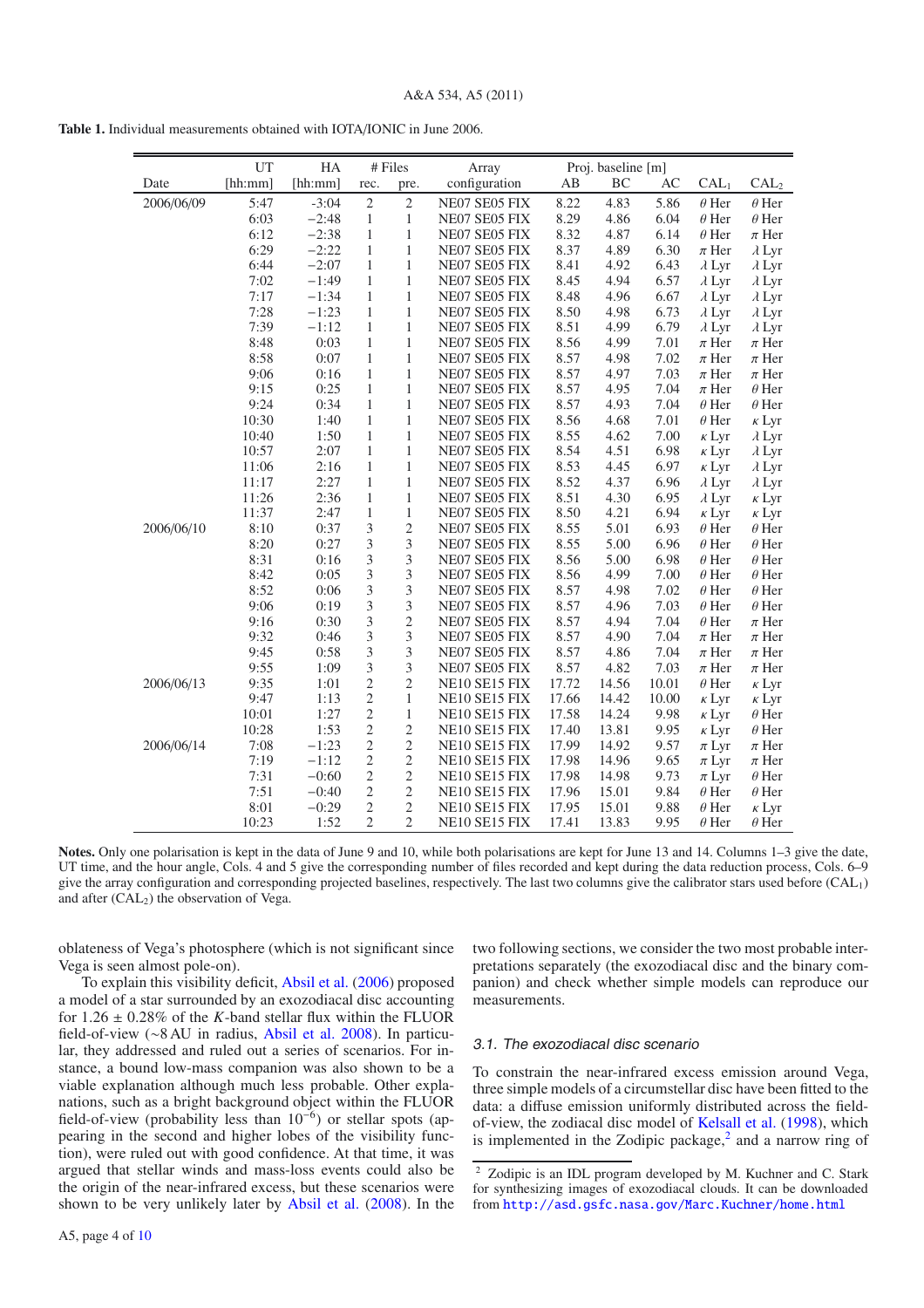**Table 1.** Individual measurements obtained with IOTA/IONIC in June 2006.

| Date | UT [hh:mm] | HA [hh:mm] | # Files rec. | # Files pre. | Array configuration | Proj. baseline [m] AB | BC | AC | $CAL_1$ | $CAL_2$ |
|---|---|---|---|---|---|---|---|---|---|---|
| 2006/06/09 | 5:47 | −3:04 | 2 | 2 | NE07 SE05 FIX | 8.22 | 4.83 | 5.86 | $\theta$ Her | $\theta$ Her |
| | 6:03 | −2:48 | 1 | 1 | NE07 SE05 FIX | 8.29 | 4.86 | 6.04 | $\theta$ Her | $\theta$ Her |
| | 6:12 | −2:38 | 1 | 1 | NE07 SE05 FIX | 8.32 | 4.87 | 6.14 | $\theta$ Her | $\pi$ Her |
| | 6:29 | −2:22 | 1 | 1 | NE07 SE05 FIX | 8.37 | 4.89 | 6.30 | $\pi$ Her | $\lambda$ Lyr |
| | 6:44 | −2:07 | 1 | 1 | NE07 SE05 FIX | 8.41 | 4.92 | 6.43 | $\lambda$ Lyr | $\lambda$ Lyr |
| | 7:02 | −1:49 | 1 | 1 | NE07 SE05 FIX | 8.45 | 4.94 | 6.57 | $\lambda$ Lyr | $\lambda$ Lyr |
| | 7:17 | −1:34 | 1 | 1 | NE07 SE05 FIX | 8.48 | 4.96 | 6.67 | $\lambda$ Lyr | $\lambda$ Lyr |
| | 7:28 | −1:23 | 1 | 1 | NE07 SE05 FIX | 8.50 | 4.98 | 6.73 | $\lambda$ Lyr | $\lambda$ Lyr |
| | 7:39 | −1:12 | 1 | 1 | NE07 SE05 FIX | 8.51 | 4.99 | 6.79 | $\lambda$ Lyr | $\lambda$ Lyr |
| | 8:48 | 0:03 | 1 | 1 | NE07 SE05 FIX | 8.56 | 4.99 | 7.01 | $\pi$ Her | $\pi$ Her |
| | 8:58 | 0:07 | 1 | 1 | NE07 SE05 FIX | 8.57 | 4.98 | 7.02 | $\pi$ Her | $\pi$ Her |
| | 9:06 | 0:16 | 1 | 1 | NE07 SE05 FIX | 8.57 | 4.97 | 7.03 | $\pi$ Her | $\pi$ Her |
| | 9:15 | 0:25 | 1 | 1 | NE07 SE05 FIX | 8.57 | 4.95 | 7.04 | $\pi$ Her | $\theta$ Her |
| | 9:24 | 0:34 | 1 | 1 | NE07 SE05 FIX | 8.57 | 4.93 | 7.04 | $\theta$ Her | $\theta$ Her |
| | 10:30 | 1:40 | 1 | 1 | NE07 SE05 FIX | 8.56 | 4.68 | 7.01 | $\theta$ Her | $\kappa$ Lyr |
| | 10:40 | 1:50 | 1 | 1 | NE07 SE05 FIX | 8.55 | 4.62 | 7.00 | $\kappa$ Lyr | $\lambda$ Lyr |
| | 10:57 | 2:07 | 1 | 1 | NE07 SE05 FIX | 8.54 | 4.51 | 6.98 | $\kappa$ Lyr | $\lambda$ Lyr |
| | 11:06 | 2:16 | 1 | 1 | NE07 SE05 FIX | 8.53 | 4.45 | 6.97 | $\kappa$ Lyr | $\lambda$ Lyr |
| | 11:17 | 2:27 | 1 | 1 | NE07 SE05 FIX | 8.52 | 4.37 | 6.96 | $\lambda$ Lyr | $\lambda$ Lyr |
| | 11:26 | 2:36 | 1 | 1 | NE07 SE05 FIX | 8.51 | 4.30 | 6.95 | $\lambda$ Lyr | $\kappa$ Lyr |
| | 11:37 | 2:47 | 1 | 1 | NE07 SE05 FIX | 8.50 | 4.21 | 6.94 | $\kappa$ Lyr | $\kappa$ Lyr |
| 2006/06/10 | 8:10 | 0:37 | 3 | 2 | NE07 SE05 FIX | 8.55 | 5.01 | 6.93 | $\theta$ Her | $\theta$ Her |
| | 8:20 | 0:27 | 3 | 3 | NE07 SE05 FIX | 8.55 | 5.00 | 6.96 | $\theta$ Her | $\theta$ Her |
| | 8:31 | 0:16 | 3 | 3 | NE07 SE05 FIX | 8.56 | 5.00 | 6.98 | $\theta$ Her | $\theta$ Her |
| | 8:42 | 0:05 | 3 | 3 | NE07 SE05 FIX | 8.56 | 4.99 | 7.00 | $\theta$ Her | $\theta$ Her |
| | 8:52 | 0:06 | 3 | 3 | NE07 SE05 FIX | 8.57 | 4.98 | 7.02 | $\theta$ Her | $\theta$ Her |
| | 9:06 | 0:19 | 3 | 3 | NE07 SE05 FIX | 8.57 | 4.96 | 7.03 | $\theta$ Her | $\theta$ Her |
| | 9:16 | 0:30 | 3 | 2 | NE07 SE05 FIX | 8.57 | 4.94 | 7.04 | $\theta$ Her | $\pi$ Her |
| | 9:32 | 0:46 | 3 | 3 | NE07 SE05 FIX | 8.57 | 4.90 | 7.04 | $\pi$ Her | $\pi$ Her |
| | 9:45 | 0:58 | 3 | 3 | NE07 SE05 FIX | 8.57 | 4.86 | 7.04 | $\pi$ Her | $\pi$ Her |
| | 9:55 | 1:09 | 3 | 3 | NE07 SE05 FIX | 8.57 | 4.82 | 7.03 | $\pi$ Her | $\pi$ Her |
| 2006/06/13 | 9:35 | 1:01 | 2 | 2 | NE10 SE15 FIX | 17.72 | 14.56 | 10.01 | $\theta$ Her | $\kappa$ Lyr |
| | 9:47 | 1:13 | 2 | 1 | NE10 SE15 FIX | 17.66 | 14.42 | 10.00 | $\kappa$ Lyr | $\kappa$ Lyr |
| | 10:01 | 1:27 | 2 | 1 | NE10 SE15 FIX | 17.58 | 14.24 | 9.98 | $\kappa$ Lyr | $\theta$ Her |
| | 10:28 | 1:53 | 2 | 2 | NE10 SE15 FIX | 17.40 | 13.81 | 9.95 | $\kappa$ Lyr | $\theta$ Her |
| 2006/06/14 | 7:08 | −1:23 | 2 | 2 | NE10 SE15 FIX | 17.99 | 14.92 | 9.57 | $\pi$ Lyr | $\pi$ Her |
| | 7:19 | −1:12 | 2 | 2 | NE10 SE15 FIX | 17.98 | 14.96 | 9.65 | $\pi$ Lyr | $\pi$ Her |
| | 7:31 | −0:60 | 2 | 2 | NE10 SE15 FIX | 17.98 | 14.98 | 9.73 | $\pi$ Lyr | $\theta$ Her |
| | 7:51 | −0:40 | 2 | 2 | NE10 SE15 FIX | 17.96 | 15.01 | 9.84 | $\theta$ Her | $\theta$ Her |
| | 8:01 | −0:29 | 2 | 2 | NE10 SE15 FIX | 17.95 | 15.01 | 9.88 | $\theta$ Her | $\kappa$ Lyr |
| | 10:23 | 1:52 | 2 | 2 | NE10 SE15 FIX | 17.41 | 13.83 | 9.95 | $\theta$ Her | $\theta$ Her |

**Notes.** Only one polarisation is kept in the data of June 9 and 10, while both polarisations are kept for June 13 and 14. Columns 1–3 give the date, UT time, and the hour angle, Cols. 4 and 5 give the corresponding number of files recorded and kept during the data reduction process, Cols. 6–9 give the array configuration and corresponding projected baselines, respectively. The last two columns give the calibrator stars used before ($CAL_1$) and after ($CAL_2$) the observation of Vega.

oblateness of Vega's photosphere (which is not significant since Vega is seen almost pole-on).

To explain this visibility deficit, Absil et al. (2006) proposed a model of a star surrounded by an exozodiacal disc accounting for 1.26 ± 0.28% of the *K*-band stellar flux within the FLUOR field-of-view (~8 AU in radius, Absil et al. 2008). In particular, they addressed and ruled out a series of scenarios. For instance, a bound low-mass companion was also shown to be a viable explanation although much less probable. Other explanations, such as a bright background object within the FLUOR field-of-view (probability less than $10^{-6}$) or stellar spots (appearing in the second and higher lobes of the visibility function), were ruled out with good confidence. At that time, it was argued that stellar winds and mass-loss events could also be the origin of the near-infrared excess, but these scenarios were shown to be very unlikely later by Absil et al. (2008). In the two following sections, we consider the two most probable interpretations separately (the exozodiacal disc and the binary companion) and check whether simple models can reproduce our measurements.

### 3.1. The exozodiacal disc scenario

To constrain the near-infrared excess emission around Vega, three simple models of a circumstellar disc have been fitted to the data: a diffuse emission uniformly distributed across the field-of-view, the zodiacal disc model of Kelsall et al. (1998), which is implemented in the Zodipic package,[2] and a narrow ring of

[2] Zodipic is an IDL program developed by M. Kuchner and C. Stark for synthesizing images of exozodiacal clouds. It can be downloaded from http://asd.gsfc.nasa.gov/Marc.Kuchner/home.html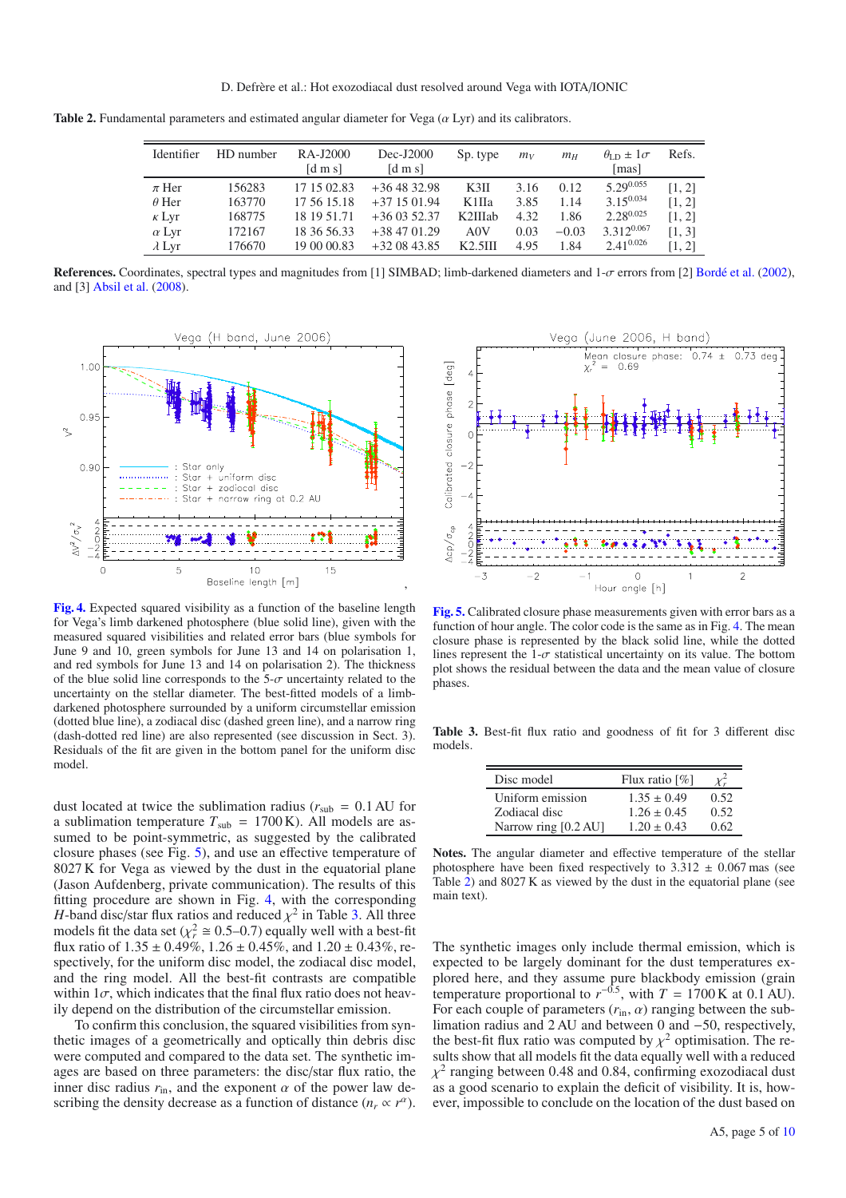**Table 2.** Fundamental parameters and estimated angular diameter for Vega ($\alpha$ Lyr) and its calibrators.

| Identifier | HD number | RA-J2000 [d m s] | Dec-J2000 [d m s] | Sp. type | $m_V$ | $m_H$ | $\theta_{\rm LD} \pm 1\sigma$ [mas] | Refs. |
|---|---|---|---|---|---|---|---|---|
| $\pi$ Her | 156283 | 17 15 02.83 | +36 48 32.98 | K3II | 3.16 | 0.12 | $5.29^{0.055}$ | [1, 2] |
| $\theta$ Her | 163770 | 17 56 15.18 | +37 15 01.94 | K1IIa | 3.85 | 1.14 | $3.15^{0.034}$ | [1, 2] |
| $\kappa$ Lyr | 168775 | 18 19 51.71 | +36 03 52.37 | K2IIIab | 4.32 | 1.86 | $2.28^{0.025}$ | [1, 2] |
| $\alpha$ Lyr | 172167 | 18 36 56.33 | +38 47 01.29 | A0V | 0.03 | −0.03 | $3.312^{0.067}$ | [1, 3] |
| $\lambda$ Lyr | 176670 | 19 00 00.83 | +32 08 43.85 | K2.5III | 4.95 | 1.84 | $2.41^{0.026}$ | [1, 2] |

**References.** Coordinates, spectral types and magnitudes from [1] SIMBAD; limb-darkened diameters and 1-$\sigma$ errors from [2] Bordé et al. (2002), and [3] Absil et al. (2008).

**Fig. 4.** Expected squared visibility as a function of the baseline length for Vega's limb darkened photosphere (blue solid line), given with the measured squared visibilities and related error bars (blue symbols for June 9 and 10, green symbols for June 13 and 14 on polarisation 1, and red symbols for June 13 and 14 on polarisation 2). The thickness of the blue solid line corresponds to the 5-$\sigma$ uncertainty related to the uncertainty on the stellar diameter. The best-fitted models of a limb-darkened photosphere surrounded by a uniform circumstellar emission (dotted blue line), a zodiacal disc (dashed green line), and a narrow ring (dash-dotted red line) are also represented (see discussion in Sect. 3). Residuals of the fit are given in the bottom panel for the uniform disc model.

**Fig. 5.** Calibrated closure phase measurements given with error bars as a function of hour angle. The color code is the same as in Fig. 4. The mean closure phase is represented by the black solid line, while the dotted lines represent the 1-$\sigma$ statistical uncertainty on its value. The bottom plot shows the residual between the data and the mean value of closure phases.

dust located at twice the sublimation radius ($r_{\rm sub}$ = 0.1 AU for a sublimation temperature $T_{\rm sub}$ = 1700 K). All models are assumed to be point-symmetric, as suggested by the calibrated closure phases (see Fig. 5), and use an effective temperature of 8027 K for Vega as viewed by the dust in the equatorial plane (Jason Aufdenberg, private communication). The results of this fitting procedure are shown in Fig. 4, with the corresponding $H$-band disc/star flux ratios and reduced $\chi^2$ in Table 3. All three models fit the data set ($\chi^2_r \cong 0.5$–$0.7$) equally well with a best-fit flux ratio of 1.35 ± 0.49%, 1.26 ± 0.45%, and 1.20 ± 0.43%, respectively, for the uniform disc model, the zodiacal disc model, and the ring model. All the best-fit contrasts are compatible within 1$\sigma$, which indicates that the final flux ratio does not heavily depend on the distribution of the circumstellar emission.

To confirm this conclusion, the squared visibilities from synthetic images of a geometrically and optically thin debris disc were computed and compared to the data set. The synthetic images are based on three parameters: the disc/star flux ratio, the inner disc radius $r_{\rm in}$, and the exponent $\alpha$ of the power law describing the density decrease as a function of distance ($n_r \propto r^{\alpha}$).

**Table 3.** Best-fit flux ratio and goodness of fit for 3 different disc models.

| Disc model | Flux ratio [%] | $\chi^2_r$ |
|---|---|---|
| Uniform emission | 1.35 ± 0.49 | 0.52 |
| Zodiacal disc | 1.26 ± 0.45 | 0.52 |
| Narrow ring [0.2 AU] | 1.20 ± 0.43 | 0.62 |

**Notes.** The angular diameter and effective temperature of the stellar photosphere have been fixed respectively to 3.312 ± 0.067 mas (see Table 2) and 8027 K as viewed by the dust in the equatorial plane (see main text).

The synthetic images only include thermal emission, which is expected to be largely dominant for the dust temperatures explored here, and they assume pure blackbody emission (grain temperature proportional to $r^{-0.5}$, with $T$ = 1700 K at 0.1 AU). For each couple of parameters ($r_{\rm in}$, $\alpha$) ranging between the sublimation radius and 2 AU and between 0 and −50, respectively, the best-fit flux ratio was computed by $\chi^2$ optimisation. The results show that all models fit the data equally well with a reduced $\chi^2$ ranging between 0.48 and 0.84, confirming exozodiacal dust as a good scenario to explain the deficit of visibility. It is, however, impossible to conclude on the location of the dust based on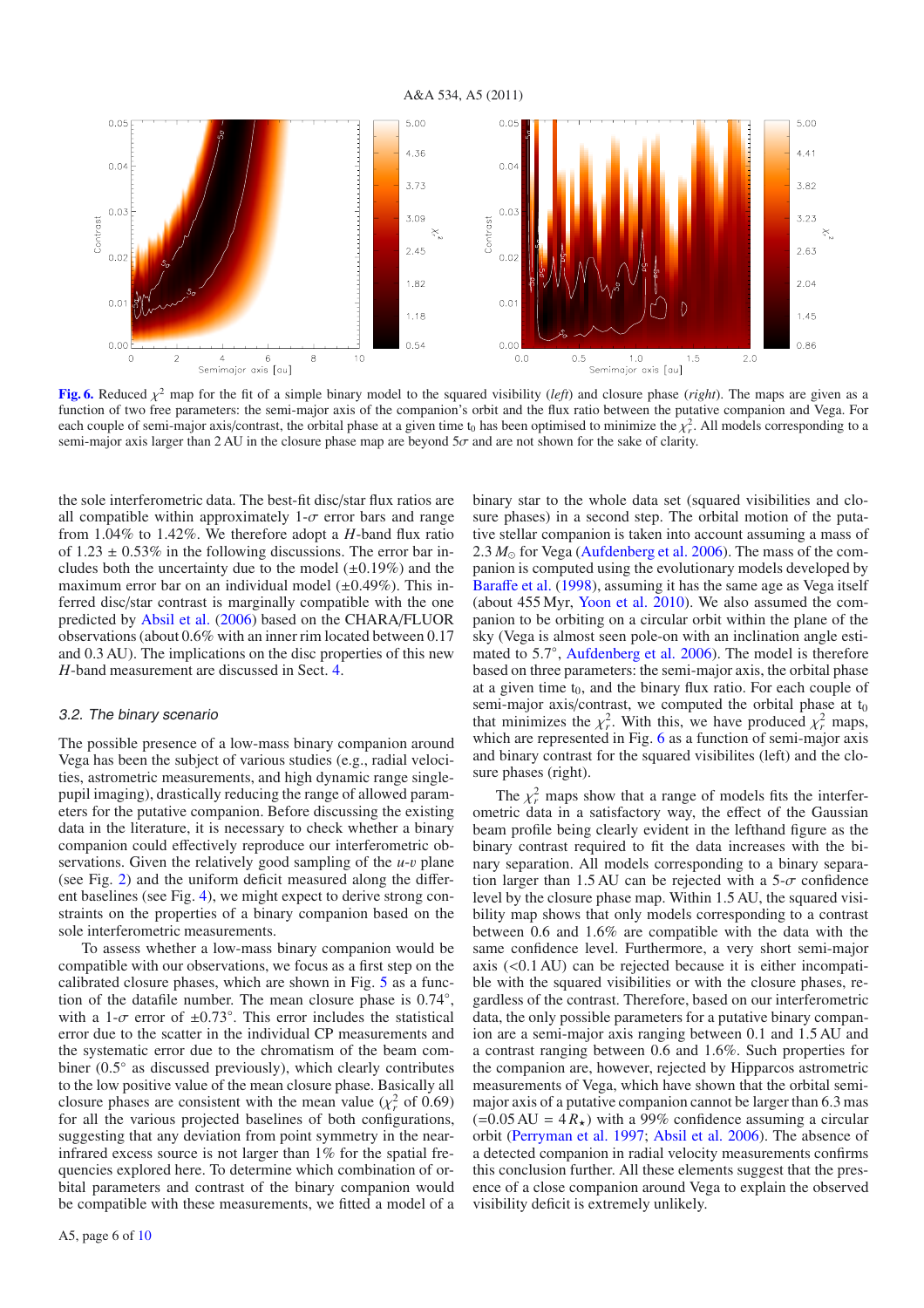**Fig. 6.** Reduced $\chi^2$ map for the fit of a simple binary model to the squared visibility (*left*) and closure phase (*right*). The maps are given as a function of two free parameters: the semi-major axis of the companion's orbit and the flux ratio between the putative companion and Vega. For each couple of semi-major axis/contrast, the orbital phase at a given time $t_0$ has been optimised to minimize the $\chi_r^2$. All models corresponding to a semi-major axis larger than 2 AU in the closure phase map are beyond $5\sigma$ and are not shown for the sake of clarity.

the sole interferometric data. The best-fit disc/star flux ratios are all compatible within approximately 1-$\sigma$ error bars and range from 1.04% to 1.42%. We therefore adopt a $H$-band flux ratio of $1.23 \pm 0.53$% in the following discussions. The error bar includes both the uncertainty due to the model ($\pm$0.19%) and the maximum error bar on an individual model ($\pm$0.49%). This inferred disc/star contrast is marginally compatible with the one predicted by Absil et al. (2006) based on the CHARA/FLUOR observations (about 0.6% with an inner rim located between 0.17 and 0.3 AU). The implications on the disc properties of this new $H$-band measurement are discussed in Sect. 4.

### 3.2. The binary scenario

The possible presence of a low-mass binary companion around Vega has been the subject of various studies (e.g., radial velocities, astrometric measurements, and high dynamic range single-pupil imaging), drastically reducing the range of allowed parameters for the putative companion. Before discussing the existing data in the literature, it is necessary to check whether a binary companion could effectively reproduce our interferometric observations. Given the relatively good sampling of the $u$-$v$ plane (see Fig. 2) and the uniform deficit measured along the different baselines (see Fig. 4), we might expect to derive strong constraints on the properties of a binary companion based on the sole interferometric measurements.

To assess whether a low-mass binary companion would be compatible with our observations, we focus as a first step on the calibrated closure phases, which are shown in Fig. 5 as a function of the datafile number. The mean closure phase is 0.74°, with a 1-$\sigma$ error of $\pm$0.73°. This error includes the statistical error due to the scatter in the individual CP measurements and the systematic error due to the chromatism of the beam combiner (0.5° as discussed previously), which clearly contributes to the low positive value of the mean closure phase. Basically all closure phases are consistent with the mean value ($\chi_r^2$ of 0.69) for all the various projected baselines of both configurations, suggesting that any deviation from point symmetry in the near-infrared excess source is not larger than 1% for the spatial frequencies explored here. To determine which combination of orbital parameters and contrast of the binary companion would be compatible with these measurements, we fitted a model of a binary star to the whole data set (squared visibilities and closure phases) in a second step. The orbital motion of the putative stellar companion is taken into account assuming a mass of 2.3 $M_\odot$ for Vega (Aufdenberg et al. 2006). The mass of the companion is computed using the evolutionary models developed by Baraffe et al. (1998), assuming it has the same age as Vega itself (about 455 Myr, Yoon et al. 2010). We also assumed the companion to be orbiting on a circular orbit within the plane of the sky (Vega is almost seen pole-on with an inclination angle estimated to 5.7°, Aufdenberg et al. 2006). The model is therefore based on three parameters: the semi-major axis, the orbital phase at a given time $t_0$, and the binary flux ratio. For each couple of semi-major axis/contrast, we computed the orbital phase at $t_0$ that minimizes the $\chi_r^2$. With this, we have produced $\chi_r^2$ maps, which are represented in Fig. 6 as a function of semi-major axis and binary contrast for the squared visibilites (left) and the closure phases (right).

The $\chi_r^2$ maps show that a range of models fits the interferometric data in a satisfactory way, the effect of the Gaussian beam profile being clearly evident in the lefthand figure as the binary contrast required to fit the data increases with the binary separation. All models corresponding to a binary separation larger than 1.5 AU can be rejected with a 5-$\sigma$ confidence level by the closure phase map. Within 1.5 AU, the squared visibility map shows that only models corresponding to a contrast between 0.6 and 1.6% are compatible with the data with the same confidence level. Furthermore, a very short semi-major axis (<0.1 AU) can be rejected because it is either incompatible with the squared visibilities or with the closure phases, regardless of the contrast. Therefore, based on our interferometric data, the only possible parameters for a putative binary companion are a semi-major axis ranging between 0.1 and 1.5 AU and a contrast ranging between 0.6 and 1.6%. Such properties for the companion are, however, rejected by Hipparcos astrometric measurements of Vega, which have shown that the orbital semi-major axis of a putative companion cannot be larger than 6.3 mas (=0.05 AU = 4 $R_\star$) with a 99% confidence assuming a circular orbit (Perryman et al. 1997; Absil et al. 2006). The absence of a detected companion in radial velocity measurements confirms this conclusion further. All these elements suggest that the presence of a close companion around Vega to explain the observed visibility deficit is extremely unlikely.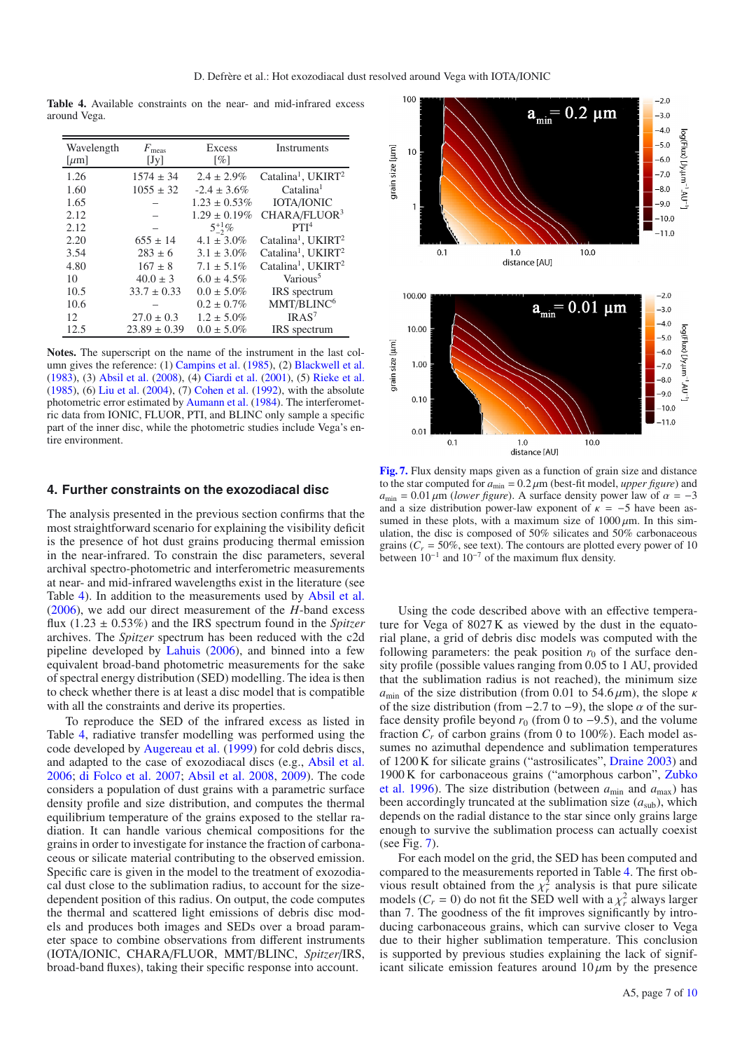Table 4. Available constraints on the near- and mid-infrared excess around Vega.

| Wavelength [$\mu$m] | $F_{\rm meas}$ [Jy] | Excess [%] | Instruments |
|---|---|---|---|
| 1.26 | 1574 ± 34 | 2.4 ± 2.9% | Catalina[1], UKIRT[2] |
| 1.60 | 1055 ± 32 | -2.4 ± 3.6% | Catalina[1] |
| 1.65 | – | 1.23 ± 0.53% | IOTA/IONIC |
| 2.12 | – | 1.29 ± 0.19% | CHARA/FLUOR[3] |
| 2.12 | – | $5^{+1}_{-2}$% | PTI[4] |
| 2.20 | 655 ± 14 | 4.1 ± 3.0% | Catalina[1], UKIRT[2] |
| 3.54 | 283 ± 6 | 3.1 ± 3.0% | Catalina[1], UKIRT[2] |
| 4.80 | 167 ± 8 | 7.1 ± 5.1% | Catalina[1], UKIRT[2] |
| 10 | 40.0 ± 3 | 6.0 ± 4.5% | Various[5] |
| 10.5 | 33.7 ± 0.33 | 0.0 ± 5.0% | IRS spectrum |
| 10.6 | – | 0.2 ± 0.7% | MMT/BLINC[6] |
| 12 | 27.0 ± 0.3 | 1.2 ± 5.0% | IRAS[7] |
| 12.5 | 23.89 ± 0.39 | 0.0 ± 5.0% | IRS spectrum |

**Notes.** The superscript on the name of the instrument in the last column gives the reference: (1) Campins et al. (1985), (2) Blackwell et al. (1983), (3) Absil et al. (2008), (4) Ciardi et al. (2001), (5) Rieke et al. (1985), (6) Liu et al. (2004), (7) Cohen et al. (1992), with the absolute photometric error estimated by Aumann et al. (1984). The interferometric data from IONIC, FLUOR, PTI, and BLINC only sample a specific part of the inner disc, while the photometric studies include Vega's entire environment.

## 4. Further constraints on the exozodiacal disc

The analysis presented in the previous section confirms that the most straightforward scenario for explaining the visibility deficit is the presence of hot dust grains producing thermal emission in the near-infrared. To constrain the disc parameters, several archival spectro-photometric and interferometric measurements at near- and mid-infrared wavelengths exist in the literature (see Table 4). In addition to the measurements used by Absil et al. (2006), we add our direct measurement of the $H$-band excess flux (1.23 ± 0.53%) and the IRS spectrum found in the *Spitzer* archives. The *Spitzer* spectrum has been reduced with the c2d pipeline developed by Lahuis (2006), and binned into a few equivalent broad-band photometric measurements for the sake of spectral energy distribution (SED) modelling. The idea is then to check whether there is at least a disc model that is compatible with all the constraints and derive its properties.

To reproduce the SED of the infrared excess as listed in Table 4, radiative transfer modelling was performed using the code developed by Augereau et al. (1999) for cold debris discs, and adapted to the case of exozodiacal discs (e.g., Absil et al. 2006; di Folco et al. 2007; Absil et al. 2008, 2009). The code considers a population of dust grains with a parametric surface density profile and size distribution, and computes the thermal equilibrium temperature of the grains exposed to the stellar radiation. It can handle various chemical compositions for the grains in order to investigate for instance the fraction of carbonaceous or silicate material contributing to the observed emission. Specific care is given in the model to the treatment of exozodiacal dust close to the sublimation radius, to account for the size-dependent position of this radius. On output, the code computes the thermal and scattered light emissions of debris disc models and produces both images and SEDs over a broad parameter space to combine observations from different instruments (IOTA/IONIC, CHARA/FLUOR, MMT/BLINC, *Spitzer*/IRS, broad-band fluxes), taking their specific response into account.

**Fig. 7.** Flux density maps given as a function of grain size and distance to the star computed for $a_{\rm min} = 0.2\,\mu$m (best-fit model, *upper figure*) and $a_{\rm min} = 0.01\,\mu$m (*lower figure*). A surface density power law of $\alpha = -3$ and a size distribution power-law exponent of $\kappa = -5$ have been assumed in these plots, with a maximum size of $1000\,\mu$m. In this simulation, the disc is composed of 50% silicates and 50% carbonaceous grains ($C_r$ = 50%, see text). The contours are plotted every power of 10 between $10^{-1}$ and $10^{-7}$ of the maximum flux density.

Using the code described above with an effective temperature for Vega of 8027 K as viewed by the dust in the equatorial plane, a grid of debris disc models was computed with the following parameters: the peak position $r_0$ of the surface density profile (possible values ranging from 0.05 to 1 AU, provided that the sublimation radius is not reached), the minimum size $a_{\rm min}$ of the size distribution (from 0.01 to $54.6\,\mu$m), the slope $\kappa$ of the size distribution (from $-2.7$ to $-9$), the slope $\alpha$ of the surface density profile beyond $r_0$ (from 0 to $-9.5$), and the volume fraction $C_r$ of carbon grains (from 0 to 100%). Each model assumes no azimuthal dependence and sublimation temperatures of 1200 K for silicate grains ("astrosilicates", Draine 2003) and 1900 K for carbonaceous grains ("amorphous carbon", Zubko et al. 1996). The size distribution (between $a_{\rm min}$ and $a_{\rm max}$) has been accordingly truncated at the sublimation size ($a_{\rm sub}$), which depends on the radial distance to the star since only grains large enough to survive the sublimation process can actually coexist (see Fig. 7).

For each model on the grid, the SED has been computed and compared to the measurements reported in Table 4. The first obvious result obtained from the $\chi^2_r$ analysis is that pure silicate models ($C_r = 0$) do not fit the SED well with a $\chi^2_r$ always larger than 7. The goodness of the fit improves significantly by introducing carbonaceous grains, which can survive closer to Vega due to their higher sublimation temperature. This conclusion is supported by previous studies explaining the lack of significant silicate emission features around $10\,\mu$m by the presence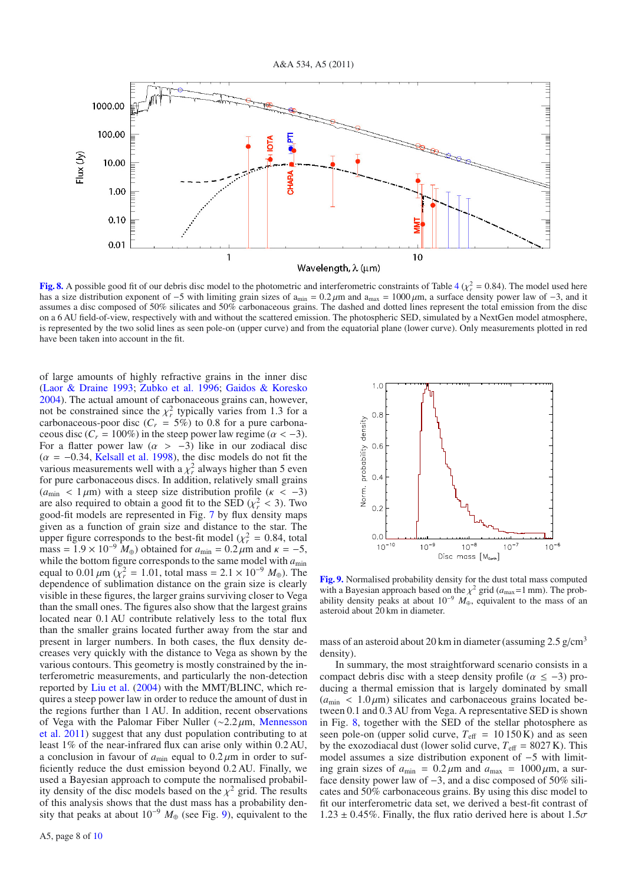**Fig. 8.** A possible good fit of our debris disc model to the photometric and interferometric constraints of Table 4 ($\chi_r^2 = 0.84$). The model used here has a size distribution exponent of −5 with limiting grain sizes of $a_{\rm min} = 0.2\,\mu$m and $a_{\rm max} = 1000\,\mu$m, a surface density power law of −3, and it assumes a disc composed of 50% silicates and 50% carbonaceous grains. The dashed and dotted lines represent the total emission from the disc on a 6 AU field-of-view, respectively with and without the scattered emission. The photospheric SED, simulated by a NextGen model atmosphere, is represented by the two solid lines as seen pole-on (upper curve) and from the equatorial plane (lower curve). Only measurements plotted in red have been taken into account in the fit.

of large amounts of highly refractive grains in the inner disc (Laor & Draine 1993; Zubko et al. 1996; Gaidos & Koresko 2004). The actual amount of carbonaceous grains can, however, not be constrained since the $\chi_r^2$ typically varies from 1.3 for a carbonaceous-poor disc ($C_r = 5\%$) to 0.8 for a pure carbonaceous disc ($C_r = 100\%$) in the steep power law regime ($\alpha < -3$). For a flatter power law ($\alpha > -3$) like in our zodiacal disc ($\alpha = -0.34$, Kelsall et al. 1998), the disc models do not fit the various measurements well with a $\chi_r^2$ always higher than 5 even for pure carbonaceous discs. In addition, relatively small grains ($a_{\rm min} < 1\,\mu$m) with a steep size distribution profile ($\kappa < -3$) are also required to obtain a good fit to the SED ($\chi_r^2 < 3$). Two good-fit models are represented in Fig. 7 by flux density maps given as a function of grain size and distance to the star. The upper figure corresponds to the best-fit model ($\chi_r^2 = 0.84$, total mass $= 1.9 \times 10^{-9}\,M_\oplus$) obtained for $a_{\rm min} = 0.2\,\mu$m and $\kappa = -5$, while the bottom figure corresponds to the same model with $a_{\rm min}$ equal to $0.01\,\mu$m ($\chi_r^2 = 1.01$, total mass $= 2.1 \times 10^{-9}\,M_\oplus$). The dependence of sublimation distance on the grain size is clearly visible in these figures, the larger grains surviving closer to Vega than the small ones. The figures also show that the largest grains located near 0.1 AU contribute relatively less to the total flux than the smaller grains located further away from the star and present in larger numbers. In both cases, the flux density decreases very quickly with the distance to Vega as shown by the various contours. This geometry is mostly constrained by the interferometric measurements, and particularly the non-detection reported by Liu et al. (2004) with the MMT/BLINC, which requires a steep power law in order to reduce the amount of dust in the regions further than 1 AU. In addition, recent observations of Vega with the Palomar Fiber Nuller (~2.2 $\mu$m, Mennesson et al. 2011) suggest that any dust population contributing to at least 1% of the near-infrared flux can arise only within 0.2 AU, a conclusion in favour of $a_{\rm min}$ equal to $0.2\,\mu$m in order to sufficiently reduce the dust emission beyond 0.2 AU. Finally, we used a Bayesian approach to compute the normalised probability density of the disc models based on the $\chi^2$ grid. The results of this analysis shows that the dust mass has a probability density that peaks at about $10^{-9}\,M_\oplus$ (see Fig. 9), equivalent to the mass of an asteroid about 20 km in diameter (assuming 2.5 g/cm$^3$ density).

**Fig. 9.** Normalised probability density for the dust total mass computed with a Bayesian approach based on the $\chi^2$ grid ($a_{\rm max}$=1 mm). The probability density peaks at about $10^{-9}\,M_\oplus$, equivalent to the mass of an asteroid about 20 km in diameter.

In summary, the most straightforward scenario consists in a compact debris disc with a steep density profile ($\alpha \leq -3$) producing a thermal emission that is largely dominated by small ($a_{\rm min} < 1.0\,\mu$m) silicates and carbonaceous grains located between 0.1 and 0.3 AU from Vega. A representative SED is shown in Fig. 8, together with the SED of the stellar photosphere as seen pole-on (upper solid curve, $T_{\rm eff} = 10\,150$ K) and as seen by the exozodiacal dust (lower solid curve, $T_{\rm eff} = 8027$ K). This model assumes a size distribution exponent of −5 with limiting grain sizes of $a_{\rm min} = 0.2\,\mu$m and $a_{\rm max} = 1000\,\mu$m, a surface density power law of −3, and a disc composed of 50% silicates and 50% carbonaceous grains. By using this disc model to fit our interferometric data set, we derived a best-fit contrast of $1.23 \pm 0.45\%$. Finally, the flux ratio derived here is about $1.5\sigma$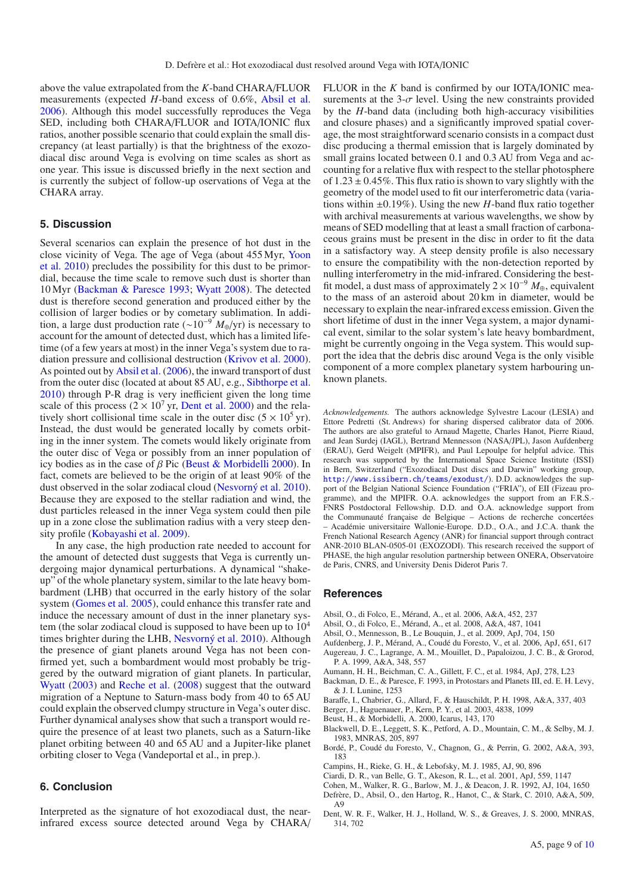above the value extrapolated from the $K$-band CHARA/FLUOR measurements (expected $H$-band excess of 0.6%, Absil et al. 2006). Although this model successfully reproduces the Vega SED, including both CHARA/FLUOR and IOTA/IONIC flux ratios, another possible scenario that could explain the small discrepancy (at least partially) is that the brightness of the exozodiacal disc around Vega is evolving on time scales as short as one year. This issue is discussed briefly in the next section and is currently the subject of follow-up observations of Vega at the CHARA array.

## 5. Discussion

Several scenarios can explain the presence of hot dust in the close vicinity of Vega. The age of Vega (about 455 Myr, Yoon et al. 2010) precludes the possibility for this dust to be primordial, because the time scale to remove such dust is shorter than 10 Myr (Backman & Paresce 1993; Wyatt 2008). The detected dust is therefore second generation and produced either by the collision of larger bodies or by cometary sublimation. In addition, a large dust production rate ($\sim 10^{-9}\,M_{\oplus}$/yr) is necessary to account for the amount of detected dust, which has a limited lifetime (of a few years at most) in the inner Vega's system due to radiation pressure and collisional destruction (Krivov et al. 2000). As pointed out by Absil et al. (2006), the inward transport of dust from the outer disc (located at about 85 AU, e.g., Sibthorpe et al. 2010) through P-R drag is very inefficient given the long time scale of this process ($2 \times 10^7$ yr, Dent et al. 2000) and the relatively short collisional time scale in the outer disc ($5 \times 10^5$ yr). Instead, the dust would be generated locally by comets orbiting in the inner system. The comets would likely originate from the outer disc of Vega or possibly from an inner population of icy bodies as in the case of $\beta$ Pic (Beust & Morbidelli 2000). In fact, comets are believed to be the origin of at least 90% of the dust observed in the solar zodiacal cloud (Nesvorný et al. 2010). Because they are exposed to the stellar radiation and wind, the dust particles released in the inner Vega system could then pile up in a zone close the sublimation radius with a very steep density profile (Kobayashi et al. 2009).

In any case, the high production rate needed to account for the amount of detected dust suggests that Vega is currently undergoing major dynamical perturbations. A dynamical "shake-up" of the whole planetary system, similar to the late heavy bombardment (LHB) that occurred in the early history of the solar system (Gomes et al. 2005), could enhance this transfer rate and induce the necessary amount of dust in the inner planetary system (the solar zodiacal cloud is supposed to have been up to $10^4$ times brighter during the LHB, Nesvorný et al. 2010). Although the presence of giant planets around Vega has not been confirmed yet, such a bombardment would most probably be triggered by the outward migration of giant planets. In particular, Wyatt (2003) and Reche et al. (2008) suggest that the outward migration of a Neptune to Saturn-mass body from 40 to 65 AU could explain the observed clumpy structure in Vega's outer disc. Further dynamical analyses show that such a transport would require the presence of at least two planets, such as a Saturn-like planet orbiting between 40 and 65 AU and a Jupiter-like planet orbiting closer to Vega (Vandeportal et al., in prep.).

## 6. Conclusion

Interpreted as the signature of hot exozodiacal dust, the near-infrared excess source detected around Vega by CHARA/FLUOR in the $K$ band is confirmed by our IOTA/IONIC measurements at the 3-$\sigma$ level. Using the new constraints provided by the $H$-band data (including both high-accuracy visibilities and closure phases) and a significantly improved spatial coverage, the most straightforward scenario consists in a compact dust disc producing a thermal emission that is largely dominated by small grains located between 0.1 and 0.3 AU from Vega and accounting for a relative flux with respect to the stellar photosphere of $1.23 \pm 0.45$%. This flux ratio is shown to vary slightly with the geometry of the model used to fit our interferometric data (variations within $\pm 0.19$%). Using the new $H$-band flux ratio together with archival measurements at various wavelengths, we show by means of SED modelling that at least a small fraction of carbonaceous grains must be present in the disc in order to fit the data in a satisfactory way. A steep density profile is also necessary to ensure the compatibility with the non-detection reported by nulling interferometry in the mid-infrared. Considering the best-fit model, a dust mass of approximately $2 \times 10^{-9}\,M_{\oplus}$, equivalent to the mass of an asteroid about 20 km in diameter, would be necessary to explain the near-infrared excess emission. Given the short lifetime of dust in the inner Vega system, a major dynamical event, similar to the solar system's late heavy bombardment, might be currently ongoing in the Vega system. This would support the idea that the debris disc around Vega is the only visible component of a more complex planetary system harbouring unknown planets.

*Acknowledgements.* The authors acknowledge Sylvestre Lacour (LESIA) and Ettore Pedretti (St. Andrews) for sharing dispersed calibrator data of 2006. The authors are also grateful to Arnaud Magette, Charles Hanot, Pierre Riaud, and Jean Surdej (IAGL), Bertrand Mennesson (NASA/JPL), Jason Aufdenberg (ERAU), Gerd Weigelt (MPIFR), and Paul Lepoulpe for helpful advice. This research was supported by the International Space Science Institute (ISSI) in Bern, Switzerland ("Exozodiacal Dust discs and Darwin" working group, http://www.issibern.ch/teams/exodust/). D.D. acknowledges the support of the Belgian National Science Foundation ("FRIA"), of EII (Fizeau programme), and the MPIFR. O.A. acknowledges the support from an F.R.S.-FNRS Postdoctoral Fellowship. D.D. and O.A. acknowledge support from the Communauté française de Belgique – Actions de recherche concertées – Académie universitaire Wallonie-Europe. D.D., O.A., and J.C.A. thank the French National Research Agency (ANR) for financial support through contract ANR-2010 BLAN-0505-01 (EXOZODI). This research received the support of PHASE, the high angular resolution partnership between ONERA, Observatoire de Paris, CNRS, and University Denis Diderot Paris 7.

## References

Absil, O., di Folco, E., Mérand, A., et al. 2006, A&A, 452, 237
Absil, O., di Folco, E., Mérand, A., et al. 2008, A&A, 487, 1041
Absil, O., Mennesson, B., Le Bouquin, J., et al. 2009, ApJ, 704, 150
Aufdenberg, J. P., Mérand, A., Coudé du Foresto, V., et al. 2006, ApJ, 651, 617
Augereau, J. C., Lagrange, A. M., Mouillet, D., Papaloizou, J. C. B., & Grorod, P. A. 1999, A&A, 348, 557
Aumann, H. H., Beichman, C. A., Gillett, F. C., et al. 1984, ApJ, 278, L23
Backman, D. E., & Paresce, F. 1993, in Protostars and Planets III, ed. E. H. Levy, & J. I. Lunine, 1253
Baraffe, I., Chabrier, G., Allard, F., & Hauschildt, P. H. 1998, A&A, 337, 403
Berger, J., Haguenauer, P., Kern, P. Y., et al. 2003, 4838, 1099
Beust, H., & Morbidelli, A. 2000, Icarus, 143, 170
Blackwell, D. E., Leggett, S. K., Petford, A. D., Mountain, C. M., & Selby, M. J. 1983, MNRAS, 205, 897
Bordé, P., Coudé du Foresto, V., Chagnon, G., & Perrin, G. 2002, A&A, 393, 183
Campins, H., Rieke, G. H., & Lebofsky, M. J. 1985, AJ, 90, 896
Ciardi, D. R., van Belle, G. T., Akeson, R. L., et al. 2001, ApJ, 559, 1147
Cohen, M., Walker, R. G., Barlow, M. J., & Deacon, J. R. 1992, AJ, 104, 1650
Defrère, D., Absil, O., den Hartog, R., Hanot, C., & Stark, C. 2010, A&A, 509, A9
Dent, W. R. F., Walker, H. J., Holland, W. S., & Greaves, J. S. 2000, MNRAS, 314, 702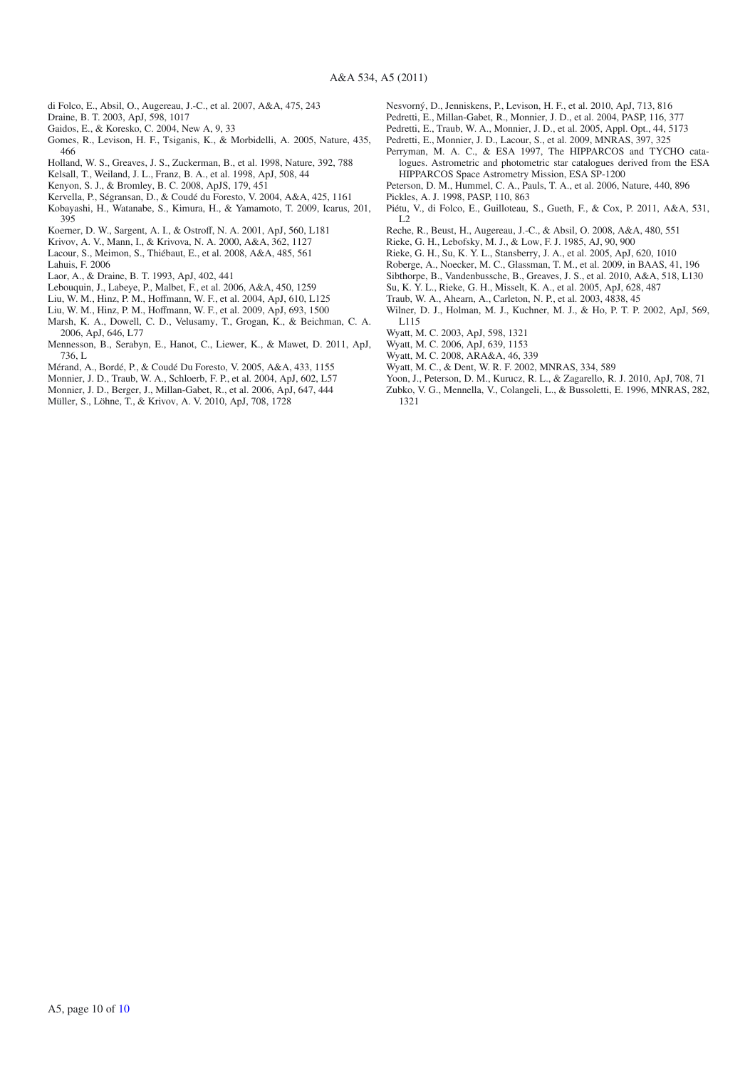di Folco, E., Absil, O., Augereau, J.-C., et al. 2007, A&A, 475, 243
Draine, B. T. 2003, ApJ, 598, 1017
Gaidos, E., & Koresko, C. 2004, New A, 9, 33
Gomes, R., Levison, H. F., Tsiganis, K., & Morbidelli, A. 2005, Nature, 435, 466
Holland, W. S., Greaves, J. S., Zuckerman, B., et al. 1998, Nature, 392, 788
Kelsall, T., Weiland, J. L., Franz, B. A., et al. 1998, ApJ, 508, 44
Kenyon, S. J., & Bromley, B. C. 2008, ApJS, 179, 451
Kervella, P., Ségransan, D., & Coudé du Foresto, V. 2004, A&A, 425, 1161
Kobayashi, H., Watanabe, S., Kimura, H., & Yamamoto, T. 2009, Icarus, 201, 395
Koerner, D. W., Sargent, A. I., & Ostroff, N. A. 2001, ApJ, 560, L181
Krivov, A. V., Mann, I., & Krivova, N. A. 2000, A&A, 362, 1127
Lacour, S., Meimon, S., Thiébaut, E., et al. 2008, A&A, 485, 561
Lahuis, F. 2006
Laor, A., & Draine, B. T. 1993, ApJ, 402, 441
Lebouquin, J., Labeye, P., Malbet, F., et al. 2006, A&A, 450, 1259
Liu, W. M., Hinz, P. M., Hoffmann, W. F., et al. 2004, ApJ, 610, L125
Liu, W. M., Hinz, P. M., Hoffmann, W. F., et al. 2009, ApJ, 693, 1500
Marsh, K. A., Dowell, C. D., Velusamy, T., Grogan, K., & Beichman, C. A. 2006, ApJ, 646, L77
Mennesson, B., Serabyn, E., Hanot, C., Liewer, K., & Mawet, D. 2011, ApJ, 736, L
Mérand, A., Bordé, P., & Coudé Du Foresto, V. 2005, A&A, 433, 1155
Monnier, J. D., Traub, W. A., Schloerb, F. P., et al. 2004, ApJ, 602, L57
Monnier, J. D., Berger, J., Millan-Gabet, R., et al. 2006, ApJ, 647, 444
Müller, S., Löhne, T., & Krivov, A. V. 2010, ApJ, 708, 1728
Nesvorný, D., Jenniskens, P., Levison, H. F., et al. 2010, ApJ, 713, 816
Pedretti, E., Millan-Gabet, R., Monnier, J. D., et al. 2004, PASP, 116, 377
Pedretti, E., Traub, W. A., Monnier, J. D., et al. 2005, Appl. Opt., 44, 5173
Pedretti, E., Monnier, J. D., Lacour, S., et al. 2009, MNRAS, 397, 325
Perryman, M. A. C., & ESA 1997, The HIPPARCOS and TYCHO catalogues. Astrometric and photometric star catalogues derived from the ESA HIPPARCOS Space Astrometry Mission, ESA SP-1200
Peterson, D. M., Hummel, C. A., Pauls, T. A., et al. 2006, Nature, 440, 896
Pickles, A. J. 1998, PASP, 110, 863
Piétu, V., di Folco, E., Guilloteau, S., Gueth, F., & Cox, P. 2011, A&A, 531, L2
Reche, R., Beust, H., Augereau, J.-C., & Absil, O. 2008, A&A, 480, 551
Rieke, G. H., Lebofsky, M. J., & Low, F. J. 1985, AJ, 90, 900
Rieke, G. H., Su, K. Y. L., Stansberry, J. A., et al. 2005, ApJ, 620, 1010
Roberge, A., Noecker, M. C., Glassman, T. M., et al. 2009, in BAAS, 41, 196
Sibthorpe, B., Vandenbussche, B., Greaves, J. S., et al. 2010, A&A, 518, L130
Su, K. Y. L., Rieke, G. H., Misselt, K. A., et al. 2005, ApJ, 628, 487
Traub, W. A., Ahearn, A., Carleton, N. P., et al. 2003, 4838, 45
Wilner, D. J., Holman, M. J., Kuchner, M. J., & Ho, P. T. P. 2002, ApJ, 569, L115
Wyatt, M. C. 2003, ApJ, 598, 1321
Wyatt, M. C. 2006, ApJ, 639, 1153
Wyatt, M. C. 2008, ARA&A, 46, 339
Wyatt, M. C., & Dent, W. R. F. 2002, MNRAS, 334, 589
Yoon, J., Peterson, D. M., Kurucz, R. L., & Zagarello, R. J. 2010, ApJ, 708, 71
Zubko, V. G., Mennella, V., Colangeli, L., & Bussoletti, E. 1996, MNRAS, 282, 1321